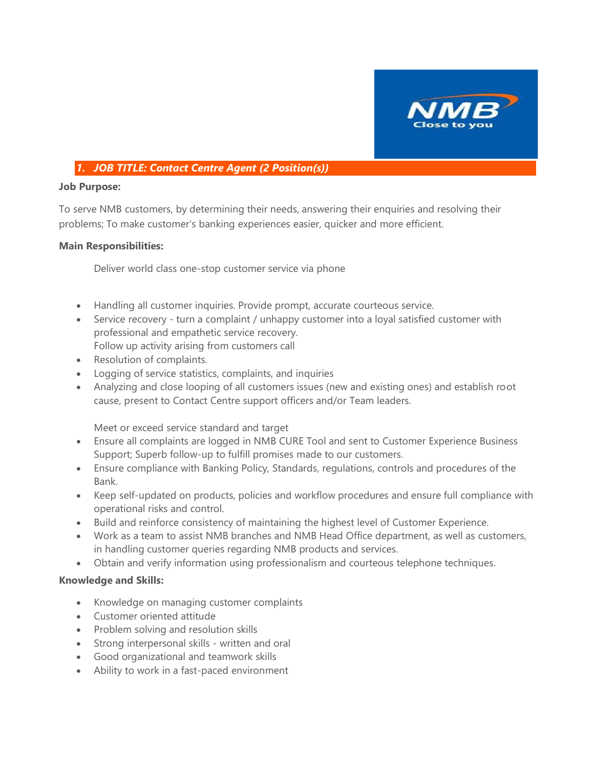## 1. JOB TITLE: Contact Centre Agent (2 Position(s))

**Job Purpose:**

To serve NMB customers, by determining their needs, answering their enquiries and resolving their problems; To make customer's banking experiences easier, quicker and more efficient.

**Main Responsibilities:**

Deliver world class one-stop customer service via phone

- Handling all customer inquiries. Provide prompt, accurate courteous service.
- Service recovery - turn a complaint / unhappy customer into a loyal satisfied customer with professional and empathetic service recovery.
  Follow up activity arising from customers call
- Resolution of complaints.
- Logging of service statistics, complaints, and inquiries
- Analyzing and close looping of all customers issues (new and existing ones) and establish root cause, present to Contact Centre support officers and/or Team leaders.

  Meet or exceed service standard and target
- Ensure all complaints are logged in NMB CURE Tool and sent to Customer Experience Business Support; Superb follow-up to fulfill promises made to our customers.
- Ensure compliance with Banking Policy, Standards, regulations, controls and procedures of the Bank.
- Keep self-updated on products, policies and workflow procedures and ensure full compliance with operational risks and control.
- Build and reinforce consistency of maintaining the highest level of Customer Experience.
- Work as a team to assist NMB branches and NMB Head Office department, as well as customers, in handling customer queries regarding NMB products and services.
- Obtain and verify information using professionalism and courteous telephone techniques.

**Knowledge and Skills:**

- Knowledge on managing customer complaints
- Customer oriented attitude
- Problem solving and resolution skills
- Strong interpersonal skills - written and oral
- Good organizational and teamwork skills
- Ability to work in a fast-paced environment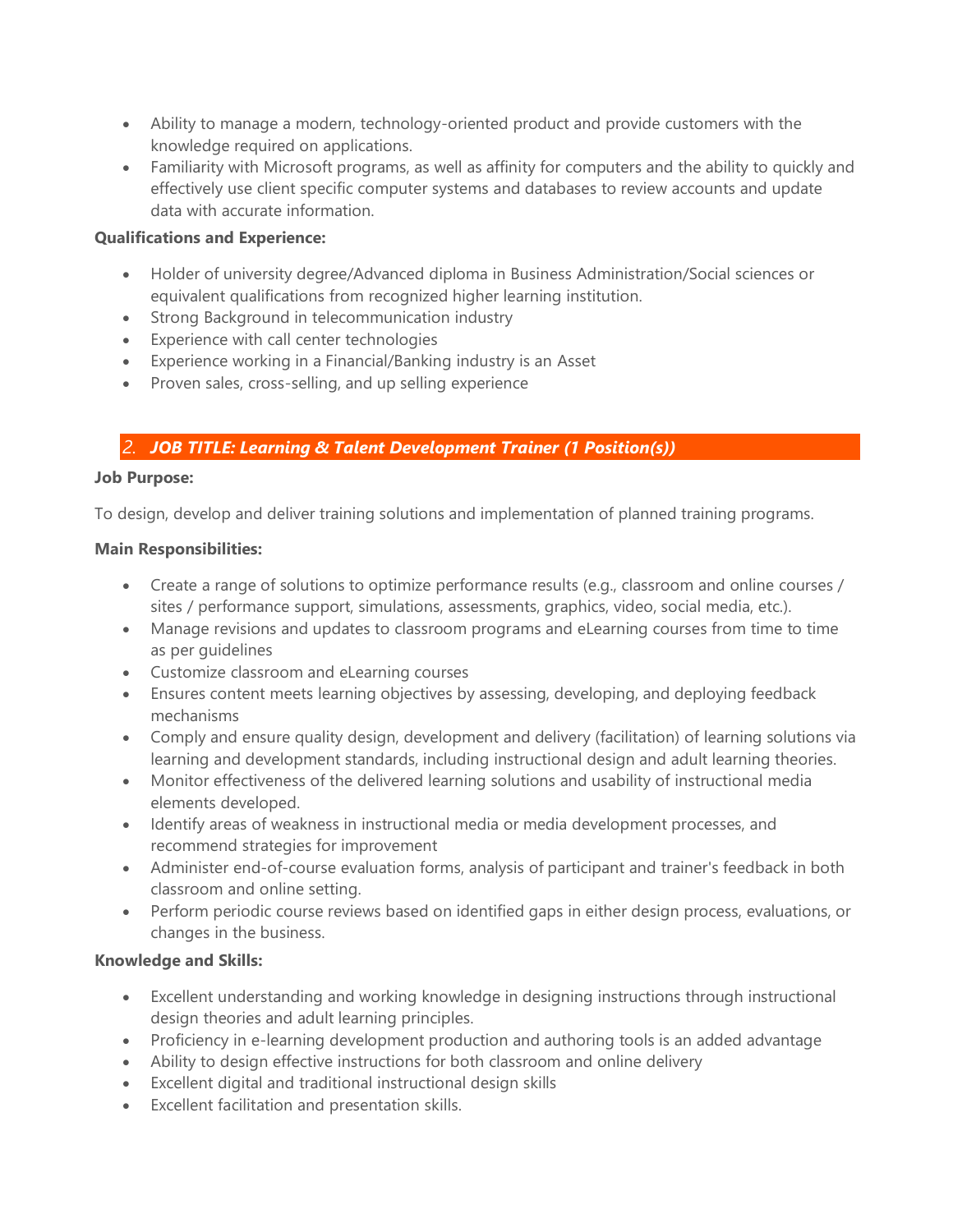- Ability to manage a modern, technology-oriented product and provide customers with the knowledge required on applications.
- Familiarity with Microsoft programs, as well as affinity for computers and the ability to quickly and effectively use client specific computer systems and databases to review accounts and update data with accurate information.

**Qualifications and Experience:**

- Holder of university degree/Advanced diploma in Business Administration/Social sciences or equivalent qualifications from recognized higher learning institution.
- Strong Background in telecommunication industry
- Experience with call center technologies
- Experience working in a Financial/Banking industry is an Asset
- Proven sales, cross-selling, and up selling experience

## 2. ***JOB TITLE: Learning & Talent Development Trainer (1 Position(s))***

**Job Purpose:**

To design, develop and deliver training solutions and implementation of planned training programs.

**Main Responsibilities:**

- Create a range of solutions to optimize performance results (e.g., classroom and online courses / sites / performance support, simulations, assessments, graphics, video, social media, etc.).
- Manage revisions and updates to classroom programs and eLearning courses from time to time as per guidelines
- Customize classroom and eLearning courses
- Ensures content meets learning objectives by assessing, developing, and deploying feedback mechanisms
- Comply and ensure quality design, development and delivery (facilitation) of learning solutions via learning and development standards, including instructional design and adult learning theories.
- Monitor effectiveness of the delivered learning solutions and usability of instructional media elements developed.
- Identify areas of weakness in instructional media or media development processes, and recommend strategies for improvement
- Administer end-of-course evaluation forms, analysis of participant and trainer's feedback in both classroom and online setting.
- Perform periodic course reviews based on identified gaps in either design process, evaluations, or changes in the business.

**Knowledge and Skills:**

- Excellent understanding and working knowledge in designing instructions through instructional design theories and adult learning principles.
- Proficiency in e-learning development production and authoring tools is an added advantage
- Ability to design effective instructions for both classroom and online delivery
- Excellent digital and traditional instructional design skills
- Excellent facilitation and presentation skills.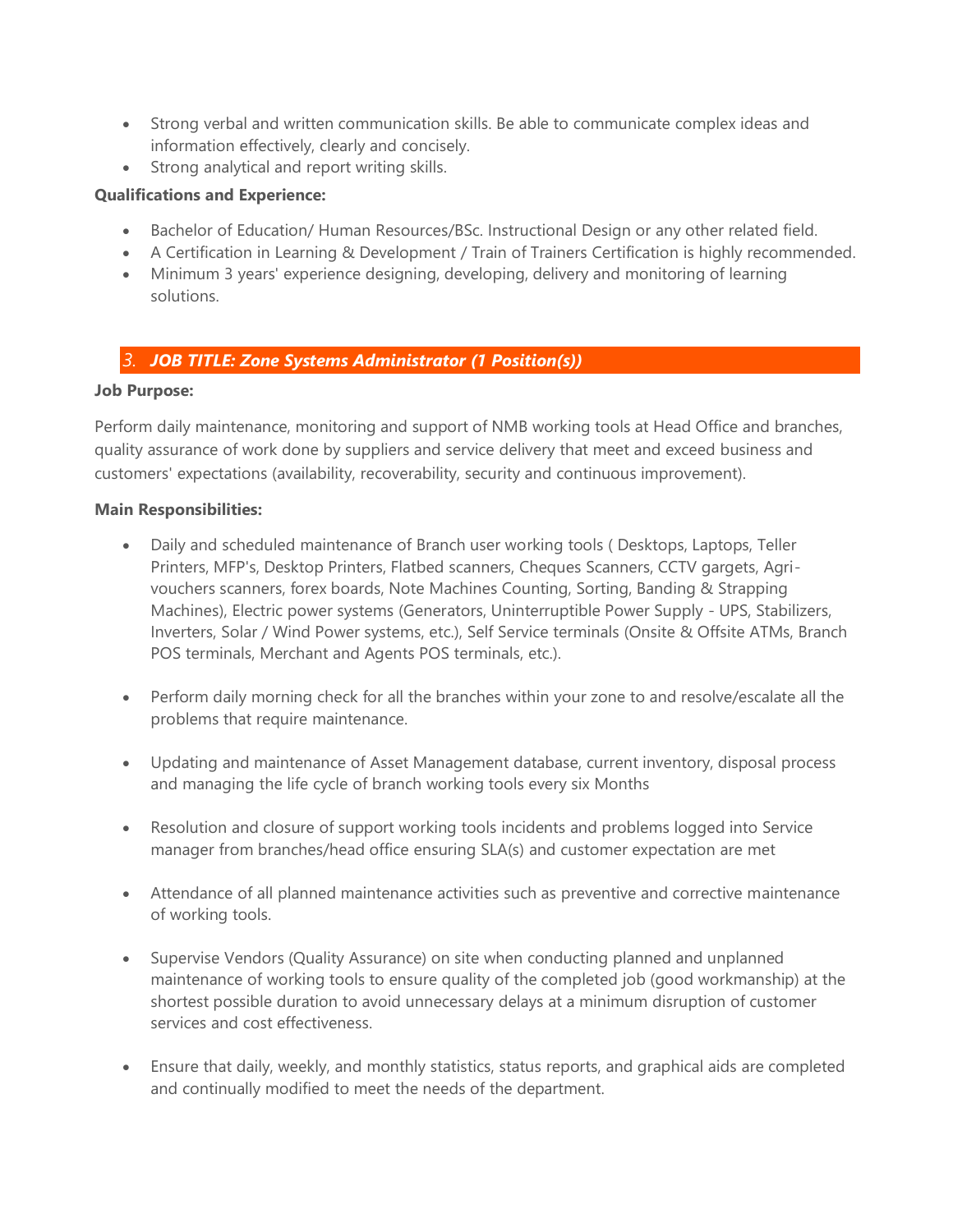- Strong verbal and written communication skills. Be able to communicate complex ideas and information effectively, clearly and concisely.
- Strong analytical and report writing skills.

**Qualifications and Experience:**

- Bachelor of Education/ Human Resources/BSc. Instructional Design or any other related field.
- A Certification in Learning & Development / Train of Trainers Certification is highly recommended.
- Minimum 3 years' experience designing, developing, delivery and monitoring of learning solutions.

## 3. ***JOB TITLE: Zone Systems Administrator (1 Position(s))***

**Job Purpose:**

Perform daily maintenance, monitoring and support of NMB working tools at Head Office and branches, quality assurance of work done by suppliers and service delivery that meet and exceed business and customers' expectations (availability, recoverability, security and continuous improvement).

**Main Responsibilities:**

- Daily and scheduled maintenance of Branch user working tools ( Desktops, Laptops, Teller Printers, MFP's, Desktop Printers, Flatbed scanners, Cheques Scanners, CCTV gargets, Agri-vouchers scanners, forex boards, Note Machines Counting, Sorting, Banding & Strapping Machines), Electric power systems (Generators, Uninterruptible Power Supply - UPS, Stabilizers, Inverters, Solar / Wind Power systems, etc.), Self Service terminals (Onsite & Offsite ATMs, Branch POS terminals, Merchant and Agents POS terminals, etc.).

- Perform daily morning check for all the branches within your zone to and resolve/escalate all the problems that require maintenance.

- Updating and maintenance of Asset Management database, current inventory, disposal process and managing the life cycle of branch working tools every six Months

- Resolution and closure of support working tools incidents and problems logged into Service manager from branches/head office ensuring SLA(s) and customer expectation are met

- Attendance of all planned maintenance activities such as preventive and corrective maintenance of working tools.

- Supervise Vendors (Quality Assurance) on site when conducting planned and unplanned maintenance of working tools to ensure quality of the completed job (good workmanship) at the shortest possible duration to avoid unnecessary delays at a minimum disruption of customer services and cost effectiveness.

- Ensure that daily, weekly, and monthly statistics, status reports, and graphical aids are completed and continually modified to meet the needs of the department.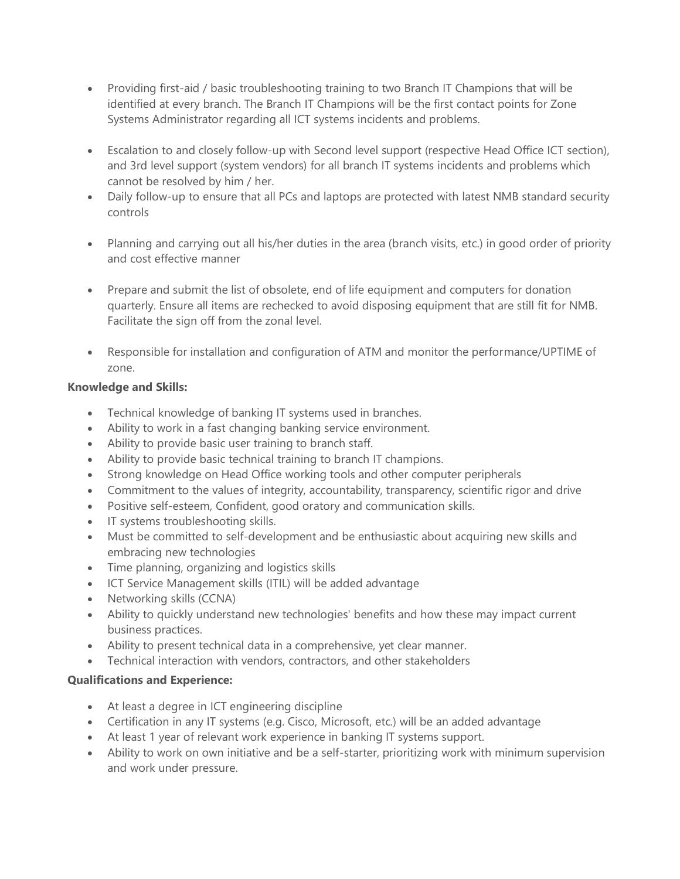- Providing first-aid / basic troubleshooting training to two Branch IT Champions that will be identified at every branch. The Branch IT Champions will be the first contact points for Zone Systems Administrator regarding all ICT systems incidents and problems.
- Escalation to and closely follow-up with Second level support (respective Head Office ICT section), and 3rd level support (system vendors) for all branch IT systems incidents and problems which cannot be resolved by him / her.
- Daily follow-up to ensure that all PCs and laptops are protected with latest NMB standard security controls
- Planning and carrying out all his/her duties in the area (branch visits, etc.) in good order of priority and cost effective manner
- Prepare and submit the list of obsolete, end of life equipment and computers for donation quarterly. Ensure all items are rechecked to avoid disposing equipment that are still fit for NMB. Facilitate the sign off from the zonal level.
- Responsible for installation and configuration of ATM and monitor the performance/UPTIME of zone.

**Knowledge and Skills:**

- Technical knowledge of banking IT systems used in branches.
- Ability to work in a fast changing banking service environment.
- Ability to provide basic user training to branch staff.
- Ability to provide basic technical training to branch IT champions.
- Strong knowledge on Head Office working tools and other computer peripherals
- Commitment to the values of integrity, accountability, transparency, scientific rigor and drive
- Positive self-esteem, Confident, good oratory and communication skills.
- IT systems troubleshooting skills.
- Must be committed to self-development and be enthusiastic about acquiring new skills and embracing new technologies
- Time planning, organizing and logistics skills
- ICT Service Management skills (ITIL) will be added advantage
- Networking skills (CCNA)
- Ability to quickly understand new technologies' benefits and how these may impact current business practices.
- Ability to present technical data in a comprehensive, yet clear manner.
- Technical interaction with vendors, contractors, and other stakeholders

**Qualifications and Experience:**

- At least a degree in ICT engineering discipline
- Certification in any IT systems (e.g. Cisco, Microsoft, etc.) will be an added advantage
- At least 1 year of relevant work experience in banking IT systems support.
- Ability to work on own initiative and be a self-starter, prioritizing work with minimum supervision and work under pressure.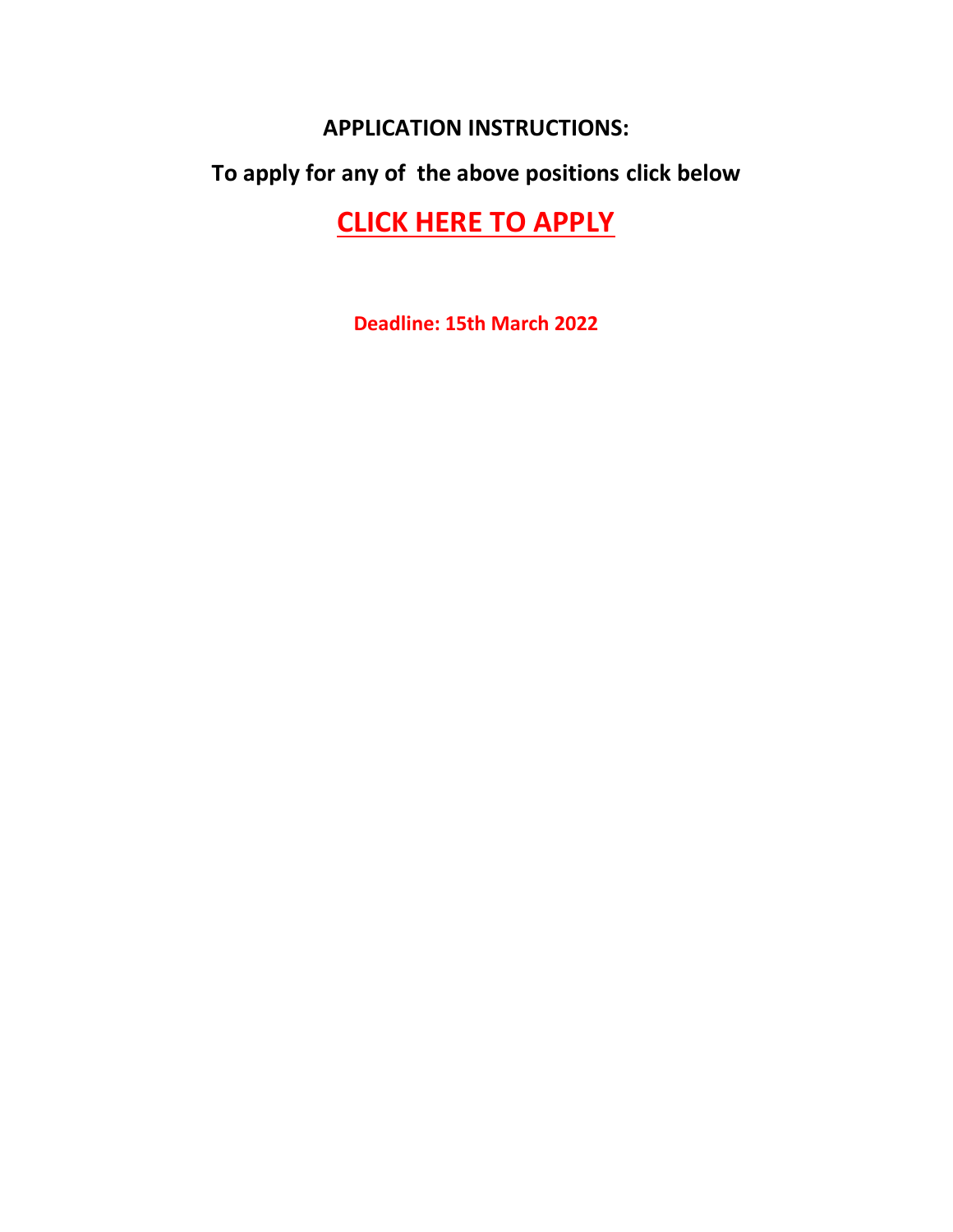**APPLICATION INSTRUCTIONS:**

**To apply for any of the above positions click below**

**CLICK HERE TO APPLY**

**Deadline: 15th March 2022**